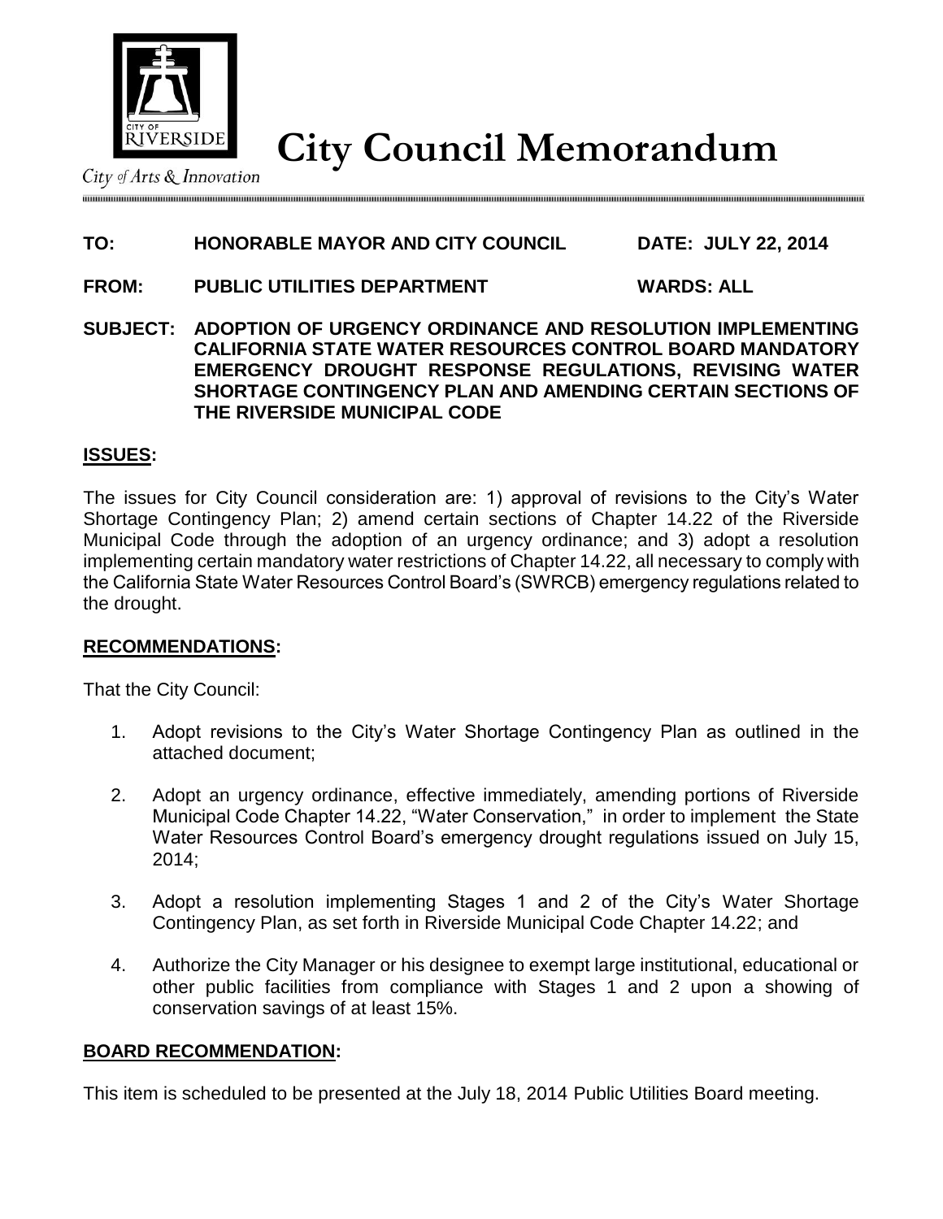City of Arts & Innovation

# City Council Memorandum

**TO: HONORABLE MAYOR AND CITY COUNCIL** **DATE: JULY 22, 2014**

**FROM: PUBLIC UTILITIES DEPARTMENT** **WARDS: ALL**

**SUBJECT: ADOPTION OF URGENCY ORDINANCE AND RESOLUTION IMPLEMENTING CALIFORNIA STATE WATER RESOURCES CONTROL BOARD MANDATORY EMERGENCY DROUGHT RESPONSE REGULATIONS, REVISING WATER SHORTAGE CONTINGENCY PLAN AND AMENDING CERTAIN SECTIONS OF THE RIVERSIDE MUNICIPAL CODE**

## ISSUES:

The issues for City Council consideration are: 1) approval of revisions to the City's Water Shortage Contingency Plan; 2) amend certain sections of Chapter 14.22 of the Riverside Municipal Code through the adoption of an urgency ordinance; and 3) adopt a resolution implementing certain mandatory water restrictions of Chapter 14.22, all necessary to comply with the California State Water Resources Control Board's (SWRCB) emergency regulations related to the drought.

## RECOMMENDATIONS:

That the City Council:

1. Adopt revisions to the City's Water Shortage Contingency Plan as outlined in the attached document;
2. Adopt an urgency ordinance, effective immediately, amending portions of Riverside Municipal Code Chapter 14.22, "Water Conservation," in order to implement the State Water Resources Control Board's emergency drought regulations issued on July 15, 2014;
3. Adopt a resolution implementing Stages 1 and 2 of the City's Water Shortage Contingency Plan, as set forth in Riverside Municipal Code Chapter 14.22; and
4. Authorize the City Manager or his designee to exempt large institutional, educational or other public facilities from compliance with Stages 1 and 2 upon a showing of conservation savings of at least 15%.

## BOARD RECOMMENDATION:

This item is scheduled to be presented at the July 18, 2014 Public Utilities Board meeting.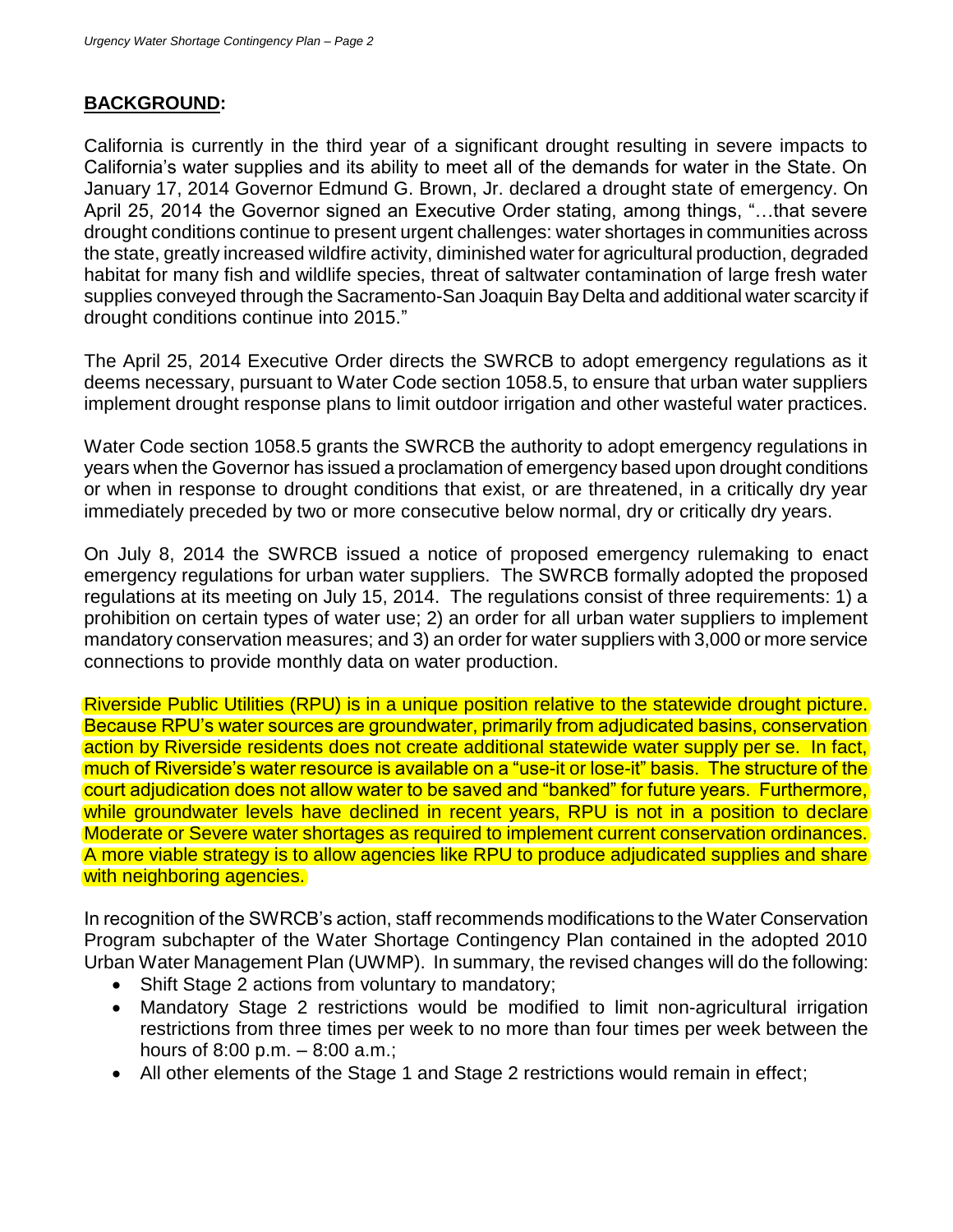## **BACKGROUND:**

California is currently in the third year of a significant drought resulting in severe impacts to California's water supplies and its ability to meet all of the demands for water in the State. On January 17, 2014 Governor Edmund G. Brown, Jr. declared a drought state of emergency. On April 25, 2014 the Governor signed an Executive Order stating, among things, "…that severe drought conditions continue to present urgent challenges: water shortages in communities across the state, greatly increased wildfire activity, diminished water for agricultural production, degraded habitat for many fish and wildlife species, threat of saltwater contamination of large fresh water supplies conveyed through the Sacramento-San Joaquin Bay Delta and additional water scarcity if drought conditions continue into 2015."

The April 25, 2014 Executive Order directs the SWRCB to adopt emergency regulations as it deems necessary, pursuant to Water Code section 1058.5, to ensure that urban water suppliers implement drought response plans to limit outdoor irrigation and other wasteful water practices.

Water Code section 1058.5 grants the SWRCB the authority to adopt emergency regulations in years when the Governor has issued a proclamation of emergency based upon drought conditions or when in response to drought conditions that exist, or are threatened, in a critically dry year immediately preceded by two or more consecutive below normal, dry or critically dry years.

On July 8, 2014 the SWRCB issued a notice of proposed emergency rulemaking to enact emergency regulations for urban water suppliers. The SWRCB formally adopted the proposed regulations at its meeting on July 15, 2014. The regulations consist of three requirements: 1) a prohibition on certain types of water use; 2) an order for all urban water suppliers to implement mandatory conservation measures; and 3) an order for water suppliers with 3,000 or more service connections to provide monthly data on water production.

Riverside Public Utilities (RPU) is in a unique position relative to the statewide drought picture. Because RPU's water sources are groundwater, primarily from adjudicated basins, conservation action by Riverside residents does not create additional statewide water supply per se. In fact, much of Riverside's water resource is available on a "use-it or lose-it" basis. The structure of the court adjudication does not allow water to be saved and "banked" for future years. Furthermore, while groundwater levels have declined in recent years, RPU is not in a position to declare Moderate or Severe water shortages as required to implement current conservation ordinances. A more viable strategy is to allow agencies like RPU to produce adjudicated supplies and share with neighboring agencies.

In recognition of the SWRCB's action, staff recommends modifications to the Water Conservation Program subchapter of the Water Shortage Contingency Plan contained in the adopted 2010 Urban Water Management Plan (UWMP). In summary, the revised changes will do the following:

- Shift Stage 2 actions from voluntary to mandatory;
- Mandatory Stage 2 restrictions would be modified to limit non-agricultural irrigation restrictions from three times per week to no more than four times per week between the hours of 8:00 p.m. – 8:00 a.m.;
- All other elements of the Stage 1 and Stage 2 restrictions would remain in effect;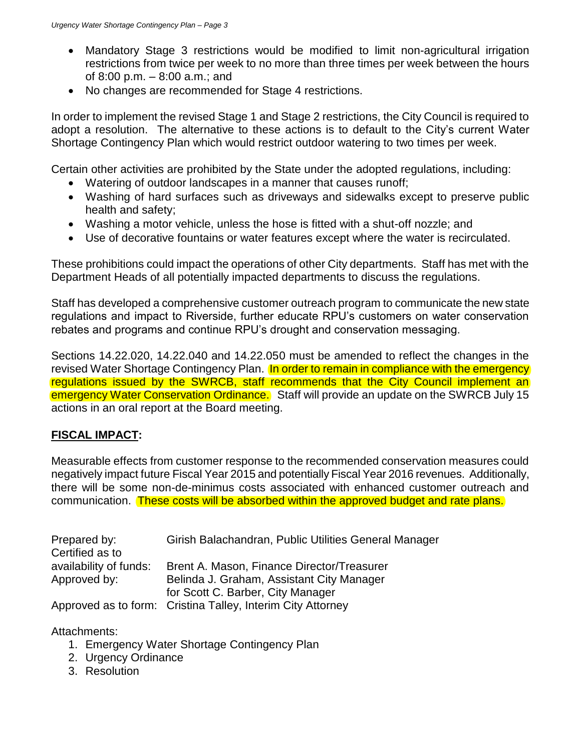- Mandatory Stage 3 restrictions would be modified to limit non-agricultural irrigation restrictions from twice per week to no more than three times per week between the hours of 8:00 p.m. – 8:00 a.m.; and
- No changes are recommended for Stage 4 restrictions.

In order to implement the revised Stage 1 and Stage 2 restrictions, the City Council is required to adopt a resolution. The alternative to these actions is to default to the City's current Water Shortage Contingency Plan which would restrict outdoor watering to two times per week.

Certain other activities are prohibited by the State under the adopted regulations, including:

- Watering of outdoor landscapes in a manner that causes runoff;
- Washing of hard surfaces such as driveways and sidewalks except to preserve public health and safety;
- Washing a motor vehicle, unless the hose is fitted with a shut-off nozzle; and
- Use of decorative fountains or water features except where the water is recirculated.

These prohibitions could impact the operations of other City departments. Staff has met with the Department Heads of all potentially impacted departments to discuss the regulations.

Staff has developed a comprehensive customer outreach program to communicate the new state regulations and impact to Riverside, further educate RPU's customers on water conservation rebates and programs and continue RPU's drought and conservation messaging.

Sections 14.22.020, 14.22.040 and 14.22.050 must be amended to reflect the changes in the revised Water Shortage Contingency Plan. In order to remain in compliance with the emergency regulations issued by the SWRCB, staff recommends that the City Council implement an emergency Water Conservation Ordinance. Staff will provide an update on the SWRCB July 15 actions in an oral report at the Board meeting.

## **FISCAL IMPACT:**

Measurable effects from customer response to the recommended conservation measures could negatively impact future Fiscal Year 2015 and potentially Fiscal Year 2016 revenues. Additionally, there will be some non-de-minimus costs associated with enhanced customer outreach and communication. These costs will be absorbed within the approved budget and rate plans.

| | |
|---|---|
| Prepared by: | Girish Balachandran, Public Utilities General Manager |
| Certified as to availability of funds: | Brent A. Mason, Finance Director/Treasurer |
| Approved by: | Belinda J. Graham, Assistant City Manager for Scott C. Barber, City Manager |
| Approved as to form: | Cristina Talley, Interim City Attorney |

Attachments:

1. Emergency Water Shortage Contingency Plan
2. Urgency Ordinance
3. Resolution